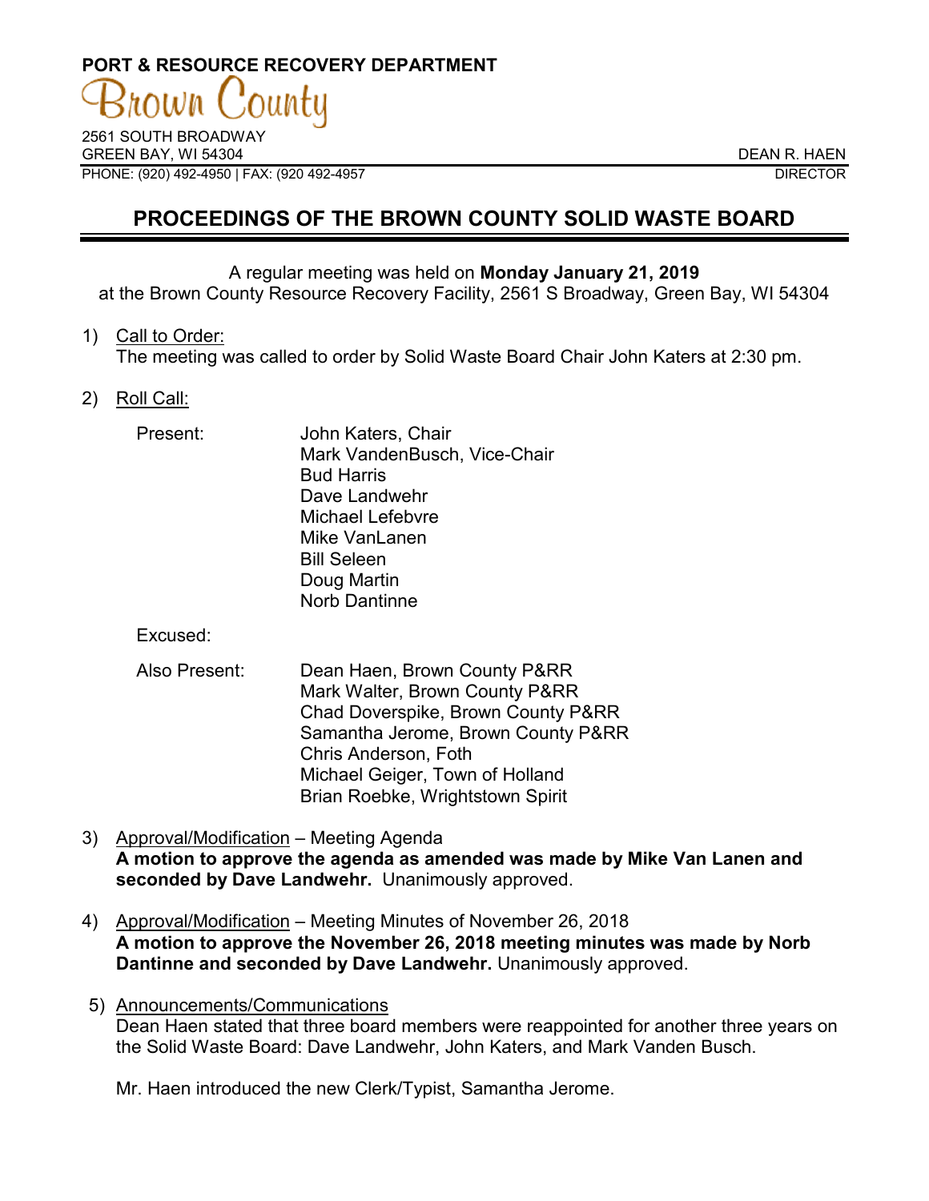**PORT & RESOURCE RECOVERY DEPARTMENT**

Brown County

2561 SOUTH BROADWAY
GREEN BAY, WI 54304
PHONE: (920) 492-4950 | FAX: (920 492-4957

DEAN R. HAEN
DIRECTOR

# PROCEEDINGS OF THE BROWN COUNTY SOLID WASTE BOARD

A regular meeting was held on **Monday January 21, 2019** at the Brown County Resource Recovery Facility, 2561 S Broadway, Green Bay, WI 54304

1) Call to Order:
The meeting was called to order by Solid Waste Board Chair John Katers at 2:30 pm.

2) Roll Call:

Present:
John Katers, Chair
Mark VandenBusch, Vice-Chair
Bud Harris
Dave Landwehr
Michael Lefebvre
Mike VanLanen
Bill Seleen
Doug Martin
Norb Dantinne

Excused:

Also Present:
Dean Haen, Brown County P&RR
Mark Walter, Brown County P&RR
Chad Doverspike, Brown County P&RR
Samantha Jerome, Brown County P&RR
Chris Anderson, Foth
Michael Geiger, Town of Holland
Brian Roebke, Wrightstown Spirit

3) Approval/Modification – Meeting Agenda
**A motion to approve the agenda as amended was made by Mike Van Lanen and seconded by Dave Landwehr.** Unanimously approved.

4) Approval/Modification – Meeting Minutes of November 26, 2018
**A motion to approve the November 26, 2018 meeting minutes was made by Norb Dantinne and seconded by Dave Landwehr.** Unanimously approved.

5) Announcements/Communications
Dean Haen stated that three board members were reappointed for another three years on the Solid Waste Board: Dave Landwehr, John Katers, and Mark Vanden Busch.

Mr. Haen introduced the new Clerk/Typist, Samantha Jerome.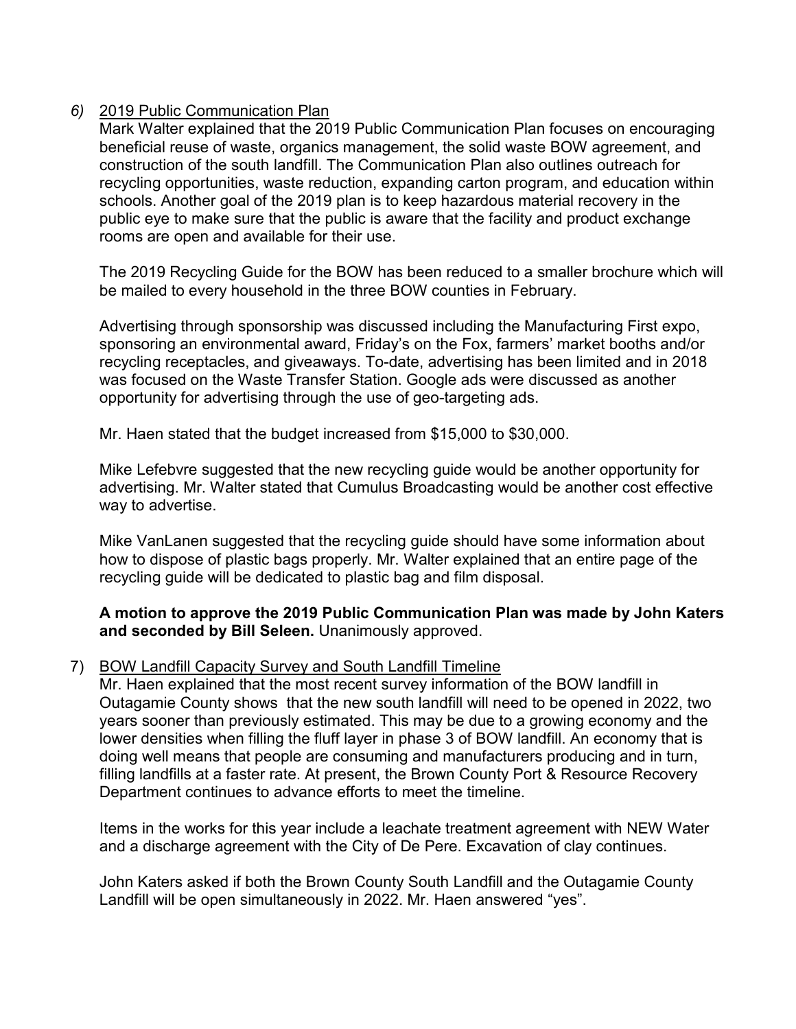*6)* 2019 Public Communication Plan

Mark Walter explained that the 2019 Public Communication Plan focuses on encouraging beneficial reuse of waste, organics management, the solid waste BOW agreement, and construction of the south landfill. The Communication Plan also outlines outreach for recycling opportunities, waste reduction, expanding carton program, and education within schools. Another goal of the 2019 plan is to keep hazardous material recovery in the public eye to make sure that the public is aware that the facility and product exchange rooms are open and available for their use.

The 2019 Recycling Guide for the BOW has been reduced to a smaller brochure which will be mailed to every household in the three BOW counties in February.

Advertising through sponsorship was discussed including the Manufacturing First expo, sponsoring an environmental award, Friday's on the Fox, farmers' market booths and/or recycling receptacles, and giveaways. To-date, advertising has been limited and in 2018 was focused on the Waste Transfer Station. Google ads were discussed as another opportunity for advertising through the use of geo-targeting ads.

Mr. Haen stated that the budget increased from $15,000 to $30,000.

Mike Lefebvre suggested that the new recycling guide would be another opportunity for advertising. Mr. Walter stated that Cumulus Broadcasting would be another cost effective way to advertise.

Mike VanLanen suggested that the recycling guide should have some information about how to dispose of plastic bags properly. Mr. Walter explained that an entire page of the recycling guide will be dedicated to plastic bag and film disposal.

**A motion to approve the 2019 Public Communication Plan was made by John Katers and seconded by Bill Seleen.** Unanimously approved.

7) BOW Landfill Capacity Survey and South Landfill Timeline

Mr. Haen explained that the most recent survey information of the BOW landfill in Outagamie County shows that the new south landfill will need to be opened in 2022, two years sooner than previously estimated. This may be due to a growing economy and the lower densities when filling the fluff layer in phase 3 of BOW landfill. An economy that is doing well means that people are consuming and manufacturers producing and in turn, filling landfills at a faster rate. At present, the Brown County Port & Resource Recovery Department continues to advance efforts to meet the timeline.

Items in the works for this year include a leachate treatment agreement with NEW Water and a discharge agreement with the City of De Pere. Excavation of clay continues.

John Katers asked if both the Brown County South Landfill and the Outagamie County Landfill will be open simultaneously in 2022. Mr. Haen answered "yes".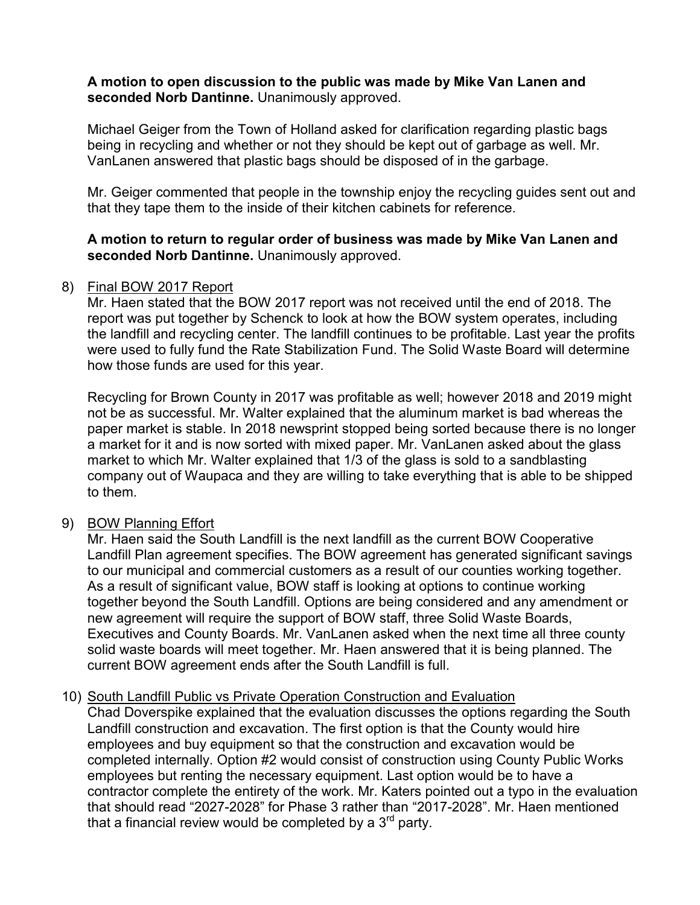**A motion to open discussion to the public was made by Mike Van Lanen and seconded Norb Dantinne.** Unanimously approved.

Michael Geiger from the Town of Holland asked for clarification regarding plastic bags being in recycling and whether or not they should be kept out of garbage as well. Mr. VanLanen answered that plastic bags should be disposed of in the garbage.

Mr. Geiger commented that people in the township enjoy the recycling guides sent out and that they tape them to the inside of their kitchen cabinets for reference.

**A motion to return to regular order of business was made by Mike Van Lanen and seconded Norb Dantinne.** Unanimously approved.

8) Final BOW 2017 Report

Mr. Haen stated that the BOW 2017 report was not received until the end of 2018. The report was put together by Schenck to look at how the BOW system operates, including the landfill and recycling center. The landfill continues to be profitable. Last year the profits were used to fully fund the Rate Stabilization Fund. The Solid Waste Board will determine how those funds are used for this year.

Recycling for Brown County in 2017 was profitable as well; however 2018 and 2019 might not be as successful. Mr. Walter explained that the aluminum market is bad whereas the paper market is stable. In 2018 newsprint stopped being sorted because there is no longer a market for it and is now sorted with mixed paper. Mr. VanLanen asked about the glass market to which Mr. Walter explained that 1/3 of the glass is sold to a sandblasting company out of Waupaca and they are willing to take everything that is able to be shipped to them.

9) BOW Planning Effort

Mr. Haen said the South Landfill is the next landfill as the current BOW Cooperative Landfill Plan agreement specifies. The BOW agreement has generated significant savings to our municipal and commercial customers as a result of our counties working together. As a result of significant value, BOW staff is looking at options to continue working together beyond the South Landfill. Options are being considered and any amendment or new agreement will require the support of BOW staff, three Solid Waste Boards, Executives and County Boards. Mr. VanLanen asked when the next time all three county solid waste boards will meet together. Mr. Haen answered that it is being planned. The current BOW agreement ends after the South Landfill is full.

10) South Landfill Public vs Private Operation Construction and Evaluation

Chad Doverspike explained that the evaluation discusses the options regarding the South Landfill construction and excavation. The first option is that the County would hire employees and buy equipment so that the construction and excavation would be completed internally. Option #2 would consist of construction using County Public Works employees but renting the necessary equipment. Last option would be to have a contractor complete the entirety of the work. Mr. Katers pointed out a typo in the evaluation that should read "2027-2028" for Phase 3 rather than "2017-2028". Mr. Haen mentioned that a financial review would be completed by a 3rd party.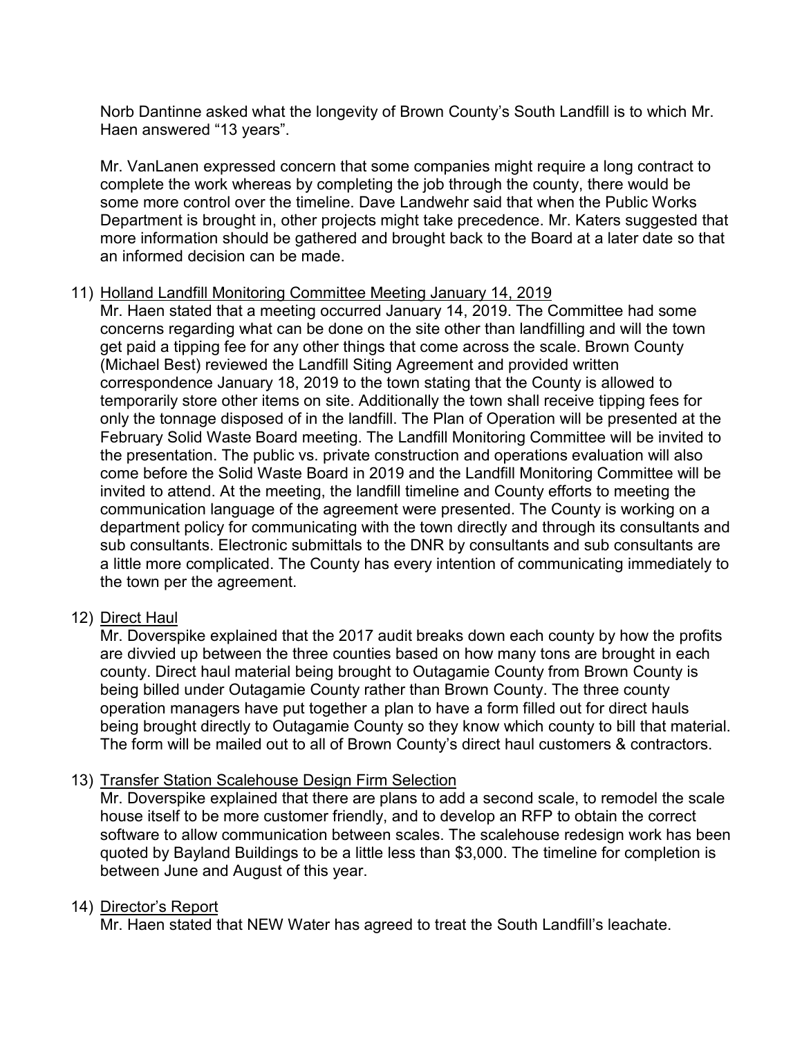Norb Dantinne asked what the longevity of Brown County's South Landfill is to which Mr. Haen answered "13 years".

Mr. VanLanen expressed concern that some companies might require a long contract to complete the work whereas by completing the job through the county, there would be some more control over the timeline. Dave Landwehr said that when the Public Works Department is brought in, other projects might take precedence. Mr. Katers suggested that more information should be gathered and brought back to the Board at a later date so that an informed decision can be made.

11) Holland Landfill Monitoring Committee Meeting January 14, 2019

Mr. Haen stated that a meeting occurred January 14, 2019. The Committee had some concerns regarding what can be done on the site other than landfilling and will the town get paid a tipping fee for any other things that come across the scale. Brown County (Michael Best) reviewed the Landfill Siting Agreement and provided written correspondence January 18, 2019 to the town stating that the County is allowed to temporarily store other items on site. Additionally the town shall receive tipping fees for only the tonnage disposed of in the landfill. The Plan of Operation will be presented at the February Solid Waste Board meeting. The Landfill Monitoring Committee will be invited to the presentation. The public vs. private construction and operations evaluation will also come before the Solid Waste Board in 2019 and the Landfill Monitoring Committee will be invited to attend. At the meeting, the landfill timeline and County efforts to meeting the communication language of the agreement were presented. The County is working on a department policy for communicating with the town directly and through its consultants and sub consultants. Electronic submittals to the DNR by consultants and sub consultants are a little more complicated. The County has every intention of communicating immediately to the town per the agreement.

12) Direct Haul

Mr. Doverspike explained that the 2017 audit breaks down each county by how the profits are divvied up between the three counties based on how many tons are brought in each county. Direct haul material being brought to Outagamie County from Brown County is being billed under Outagamie County rather than Brown County. The three county operation managers have put together a plan to have a form filled out for direct hauls being brought directly to Outagamie County so they know which county to bill that material. The form will be mailed out to all of Brown County's direct haul customers & contractors.

13) Transfer Station Scalehouse Design Firm Selection

Mr. Doverspike explained that there are plans to add a second scale, to remodel the scale house itself to be more customer friendly, and to develop an RFP to obtain the correct software to allow communication between scales. The scalehouse redesign work has been quoted by Bayland Buildings to be a little less than $3,000. The timeline for completion is between June and August of this year.

14) Director's Report

Mr. Haen stated that NEW Water has agreed to treat the South Landfill's leachate.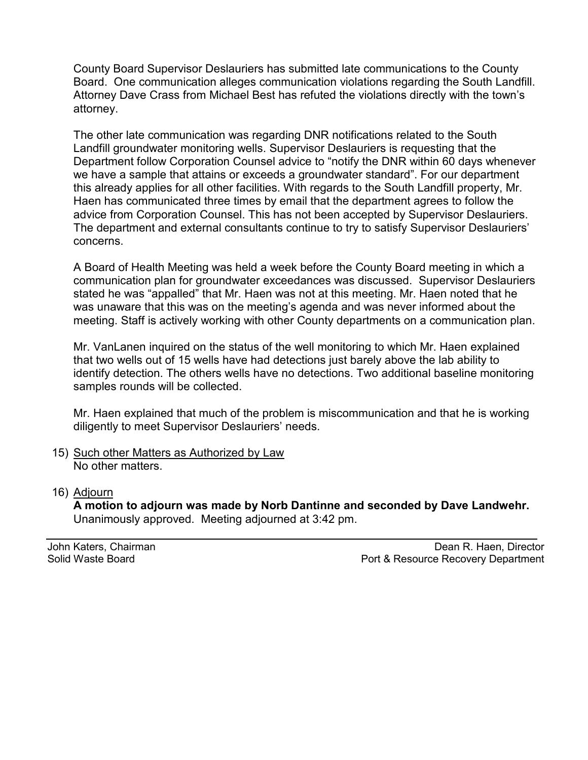County Board Supervisor Deslauriers has submitted late communications to the County Board. One communication alleges communication violations regarding the South Landfill. Attorney Dave Crass from Michael Best has refuted the violations directly with the town's attorney.

The other late communication was regarding DNR notifications related to the South Landfill groundwater monitoring wells. Supervisor Deslauriers is requesting that the Department follow Corporation Counsel advice to "notify the DNR within 60 days whenever we have a sample that attains or exceeds a groundwater standard". For our department this already applies for all other facilities. With regards to the South Landfill property, Mr. Haen has communicated three times by email that the department agrees to follow the advice from Corporation Counsel. This has not been accepted by Supervisor Deslauriers. The department and external consultants continue to try to satisfy Supervisor Deslauriers' concerns.

A Board of Health Meeting was held a week before the County Board meeting in which a communication plan for groundwater exceedances was discussed. Supervisor Deslauriers stated he was "appalled" that Mr. Haen was not at this meeting. Mr. Haen noted that he was unaware that this was on the meeting's agenda and was never informed about the meeting. Staff is actively working with other County departments on a communication plan.

Mr. VanLanen inquired on the status of the well monitoring to which Mr. Haen explained that two wells out of 15 wells have had detections just barely above the lab ability to identify detection. The others wells have no detections. Two additional baseline monitoring samples rounds will be collected.

Mr. Haen explained that much of the problem is miscommunication and that he is working diligently to meet Supervisor Deslauriers' needs.

15) Such other Matters as Authorized by Law
No other matters.

16) Adjourn
**A motion to adjourn was made by Norb Dantinne and seconded by Dave Landwehr.** Unanimously approved. Meeting adjourned at 3:42 pm.

John Katers, Chairman
Solid Waste Board

Dean R. Haen, Director
Port & Resource Recovery Department